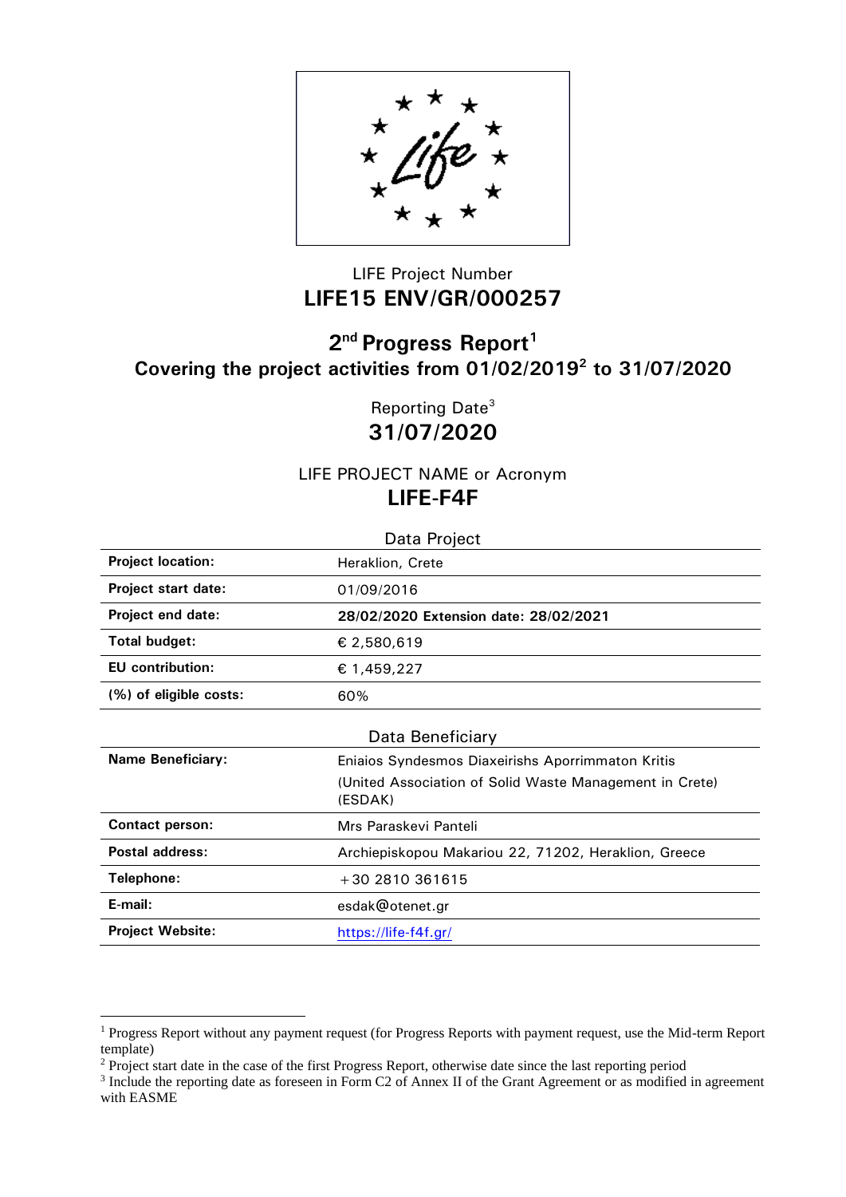LIFE Project Number

**LIFE15 ENV/GR/000257**

# 2nd Progress Report[1]

**Covering the project activities from 01/02/2019[2] to 31/07/2020**

Reporting Date[3]

**31/07/2020**

LIFE PROJECT NAME or Acronym

**LIFE-F4F**

Data Project

| | |
|---|---|
| **Project location:** | Heraklion, Crete |
| **Project start date:** | 01/09/2016 |
| **Project end date:** | **28/02/2020 Extension date: 28/02/2021** |
| **Total budget:** | € 2,580,619 |
| **EU contribution:** | € 1,459,227 |
| **(%) of eligible costs:** | 60% |

Data Beneficiary

| | |
|---|---|
| **Name Beneficiary:** | Eniaios Syndesmos Diaxeirishs Aporrimmaton Kritis (United Association of Solid Waste Management in Crete) (ESDAK) |
| **Contact person:** | Mrs Paraskevi Panteli |
| **Postal address:** | Archiepiskopou Makariou 22, 71202, Heraklion, Greece |
| **Telephone:** | +30 2810 361615 |
| **E-mail:** | esdak@otenet.gr |
| **Project Website:** | https://life-f4f.gr/ |

---

[1] Progress Report without any payment request (for Progress Reports with payment request, use the Mid-term Report template)

[2] Project start date in the case of the first Progress Report, otherwise date since the last reporting period

[3] Include the reporting date as foreseen in Form C2 of Annex II of the Grant Agreement or as modified in agreement with EASME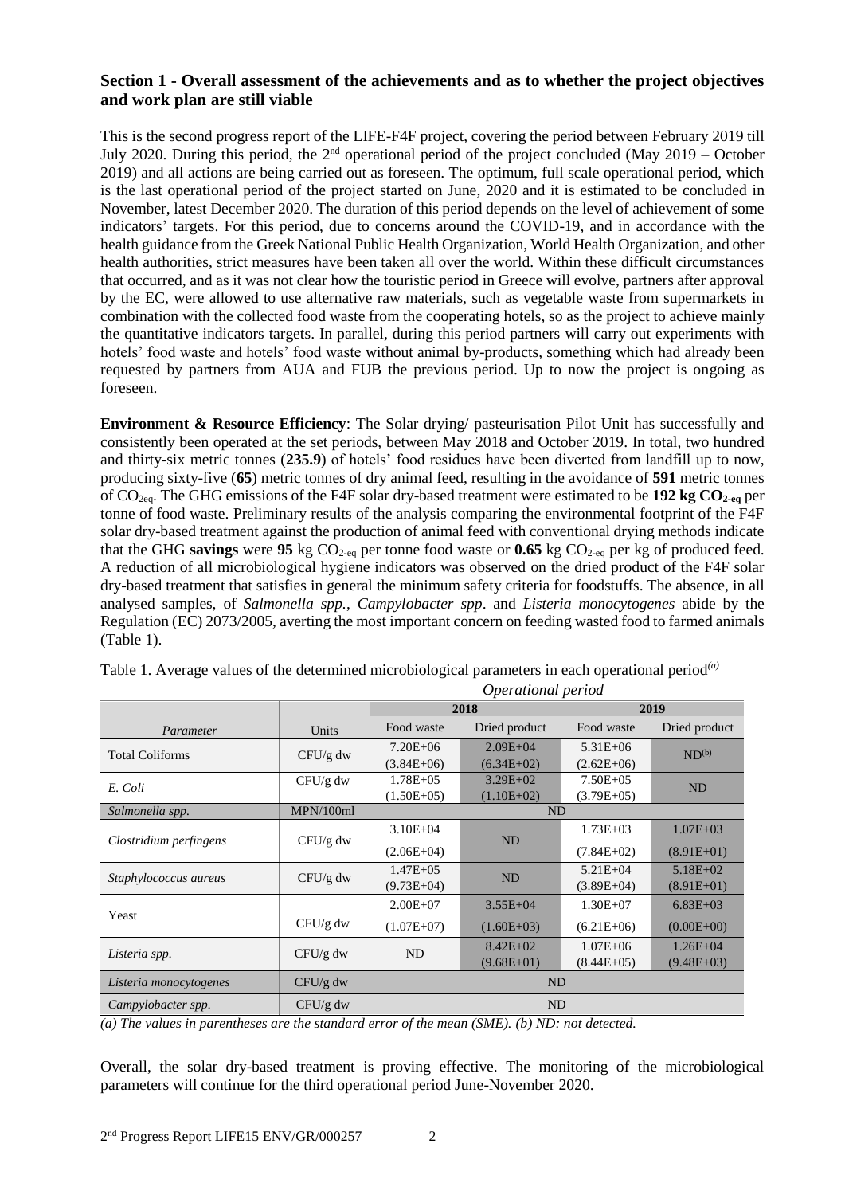## Section 1 - Overall assessment of the achievements and as to whether the project objectives and work plan are still viable

This is the second progress report of the LIFE-F4F project, covering the period between February 2019 till July 2020. During this period, the 2nd operational period of the project concluded (May 2019 – October 2019) and all actions are being carried out as foreseen. The optimum, full scale operational period, which is the last operational period of the project started on June, 2020 and it is estimated to be concluded in November, latest December 2020. The duration of this period depends on the level of achievement of some indicators' targets. For this period, due to concerns around the COVID-19, and in accordance with the health guidance from the Greek National Public Health Organization, World Health Organization, and other health authorities, strict measures have been taken all over the world. Within these difficult circumstances that occurred, and as it was not clear how the touristic period in Greece will evolve, partners after approval by the EC, were allowed to use alternative raw materials, such as vegetable waste from supermarkets in combination with the collected food waste from the cooperating hotels, so as the project to achieve mainly the quantitative indicators targets. In parallel, during this period partners will carry out experiments with hotels' food waste and hotels' food waste without animal by-products, something which had already been requested by partners from AUA and FUB the previous period. Up to now the project is ongoing as foreseen.

**Environment & Resource Efficiency**: The Solar drying/ pasteurisation Pilot Unit has successfully and consistently been operated at the set periods, between May 2018 and October 2019. In total, two hundred and thirty-six metric tonnes (**235.9**) of hotels' food residues have been diverted from landfill up to now, producing sixty-five (**65**) metric tonnes of dry animal feed, resulting in the avoidance of **591** metric tonnes of $CO_{2eq}$. The GHG emissions of the F4F solar dry-based treatment were estimated to be **192 kg $CO_{2\text{-eq}}$** per tonne of food waste. Preliminary results of the analysis comparing the environmental footprint of the F4F solar dry-based treatment against the production of animal feed with conventional drying methods indicate that the GHG **savings** were **95** kg $CO_{2\text{-eq}}$ per tonne food waste or **0.65** kg $CO_{2\text{-eq}}$ per kg of produced feed. A reduction of all microbiological hygiene indicators was observed on the dried product of the F4F solar dry-based treatment that satisfies in general the minimum safety criteria for foodstuffs. The absence, in all analysed samples, of *Salmonella spp.*, *Campylobacter spp*. and *Listeria monocytogenes* abide by the Regulation (EC) 2073/2005, averting the most important concern on feeding wasted food to farmed animals (Table 1).

Table 1. Average values of the determined microbiological parameters in each operational period[(a)]

| | | *Operational period* | | | |
|---|---|---|---|---|---|
| | | 2018 | | 2019 | |
| *Parameter* | Units | Food waste | Dried product | Food waste | Dried product |
| Total Coliforms | CFU/g dw | 7.20E+06 (3.84E+06) | 2.09E+04 (6.34E+02) | 5.31E+06 (2.62E+06) | ND[(b)] |
| *E. Coli* | CFU/g dw | 1.78E+05 (1.50E+05) | 3.29E+02 (1.10E+02) | 7.50E+05 (3.79E+05) | ND |
| *Salmonella spp.* | MPN/100ml | ND | | | |
| *Clostridium perfingens* | CFU/g dw | 3.10E+04 (2.06E+04) | ND | 1.73E+03 (7.84E+02) | 1.07E+03 (8.91E+01) |
| *Staphylococcus aureus* | CFU/g dw | 1.47E+05 (9.73E+04) | ND | 5.21E+04 (3.89E+04) | 5.18E+02 (8.91E+01) |
| Yeast | CFU/g dw | 2.00E+07 (1.07E+07) | 3.55E+04 (1.60E+03) | 1.30E+07 (6.21E+06) | 6.83E+03 (0.00E+00) |
| *Listeria spp.* | CFU/g dw | ND | 8.42E+02 (9.68E+01) | 1.07E+06 (8.44E+05) | 1.26E+04 (9.48E+03) |
| *Listeria monocytogenes* | CFU/g dw | ND | | | |
| *Campylobacter spp.* | CFU/g dw | ND | | | |

*(a) The values in parentheses are the standard error of the mean (SME). (b) ND: not detected.*

Overall, the solar dry-based treatment is proving effective. The monitoring of the microbiological parameters will continue for the third operational period June-November 2020.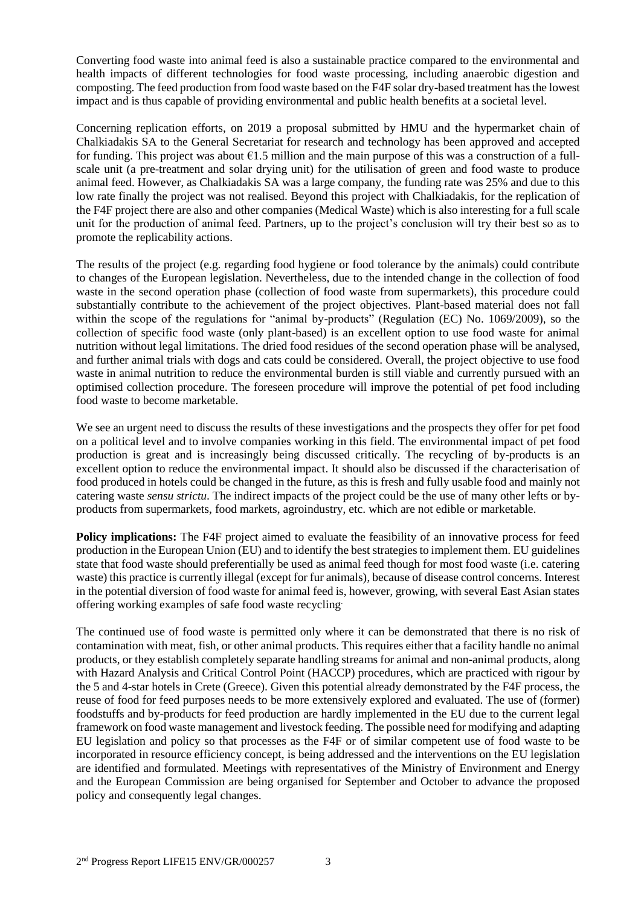Converting food waste into animal feed is also a sustainable practice compared to the environmental and health impacts of different technologies for food waste processing, including anaerobic digestion and composting. The feed production from food waste based on the F4F solar dry-based treatment has the lowest impact and is thus capable of providing environmental and public health benefits at a societal level.

Concerning replication efforts, on 2019 a proposal submitted by HMU and the hypermarket chain of Chalkiadakis SA to the General Secretariat for research and technology has been approved and accepted for funding. This project was about €1.5 million and the main purpose of this was a construction of a full-scale unit (a pre-treatment and solar drying unit) for the utilisation of green and food waste to produce animal feed. However, as Chalkiadakis SA was a large company, the funding rate was 25% and due to this low rate finally the project was not realised. Beyond this project with Chalkiadakis, for the replication of the F4F project there are also and other companies (Medical Waste) which is also interesting for a full scale unit for the production of animal feed. Partners, up to the project's conclusion will try their best so as to promote the replicability actions.

The results of the project (e.g. regarding food hygiene or food tolerance by the animals) could contribute to changes of the European legislation. Nevertheless, due to the intended change in the collection of food waste in the second operation phase (collection of food waste from supermarkets), this procedure could substantially contribute to the achievement of the project objectives. Plant-based material does not fall within the scope of the regulations for "animal by-products" (Regulation (EC) No. 1069/2009), so the collection of specific food waste (only plant-based) is an excellent option to use food waste for animal nutrition without legal limitations. The dried food residues of the second operation phase will be analysed, and further animal trials with dogs and cats could be considered. Overall, the project objective to use food waste in animal nutrition to reduce the environmental burden is still viable and currently pursued with an optimised collection procedure. The foreseen procedure will improve the potential of pet food including food waste to become marketable.

We see an urgent need to discuss the results of these investigations and the prospects they offer for pet food on a political level and to involve companies working in this field. The environmental impact of pet food production is great and is increasingly being discussed critically. The recycling of by-products is an excellent option to reduce the environmental impact. It should also be discussed if the characterisation of food produced in hotels could be changed in the future, as this is fresh and fully usable food and mainly not catering waste *sensu strictu*. The indirect impacts of the project could be the use of many other lefts or by-products from supermarkets, food markets, agroindustry, etc. which are not edible or marketable.

**Policy implications:** The F4F project aimed to evaluate the feasibility of an innovative process for feed production in the European Union (EU) and to identify the best strategies to implement them. EU guidelines state that food waste should preferentially be used as animal feed though for most food waste (i.e. catering waste) this practice is currently illegal (except for fur animals), because of disease control concerns. Interest in the potential diversion of food waste for animal feed is, however, growing, with several East Asian states offering working examples of safe food waste recycling.

The continued use of food waste is permitted only where it can be demonstrated that there is no risk of contamination with meat, fish, or other animal products. This requires either that a facility handle no animal products, or they establish completely separate handling streams for animal and non-animal products, along with Hazard Analysis and Critical Control Point (HACCP) procedures, which are practiced with rigour by the 5 and 4-star hotels in Crete (Greece). Given this potential already demonstrated by the F4F process, the reuse of food for feed purposes needs to be more extensively explored and evaluated. The use of (former) foodstuffs and by-products for feed production are hardly implemented in the EU due to the current legal framework on food waste management and livestock feeding. The possible need for modifying and adapting EU legislation and policy so that processes as the F4F or of similar competent use of food waste to be incorporated in resource efficiency concept, is being addressed and the interventions on the EU legislation are identified and formulated. Meetings with representatives of the Ministry of Environment and Energy and the European Commission are being organised for September and October to advance the proposed policy and consequently legal changes.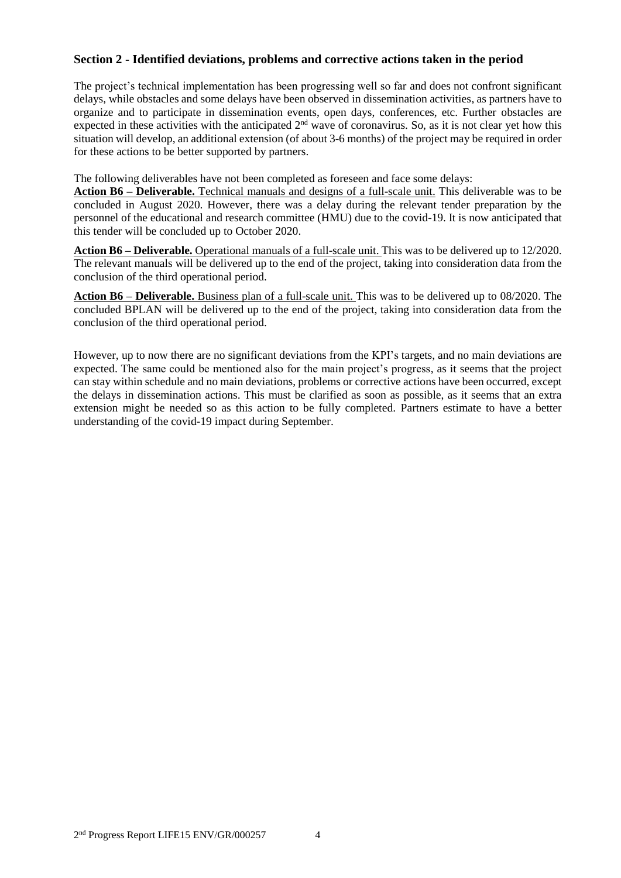## Section 2 - Identified deviations, problems and corrective actions taken in the period

The project's technical implementation has been progressing well so far and does not confront significant delays, while obstacles and some delays have been observed in dissemination activities, as partners have to organize and to participate in dissemination events, open days, conferences, etc. Further obstacles are expected in these activities with the anticipated 2nd wave of coronavirus. So, as it is not clear yet how this situation will develop, an additional extension (of about 3-6 months) of the project may be required in order for these actions to be better supported by partners.

The following deliverables have not been completed as foreseen and face some delays:

**Action B6 – Deliverable.** Technical manuals and designs of a full-scale unit. This deliverable was to be concluded in August 2020. However, there was a delay during the relevant tender preparation by the personnel of the educational and research committee (HMU) due to the covid-19. It is now anticipated that this tender will be concluded up to October 2020.

**Action B6 – Deliverable.** Operational manuals of a full-scale unit. This was to be delivered up to 12/2020. The relevant manuals will be delivered up to the end of the project, taking into consideration data from the conclusion of the third operational period.

**Action B6 – Deliverable.** Business plan of a full-scale unit. This was to be delivered up to 08/2020. The concluded BPLAN will be delivered up to the end of the project, taking into consideration data from the conclusion of the third operational period.

However, up to now there are no significant deviations from the KPI's targets, and no main deviations are expected. The same could be mentioned also for the main project's progress, as it seems that the project can stay within schedule and no main deviations, problems or corrective actions have been occurred, except the delays in dissemination actions. This must be clarified as soon as possible, as it seems that an extra extension might be needed so as this action to be fully completed. Partners estimate to have a better understanding of the covid-19 impact during September.